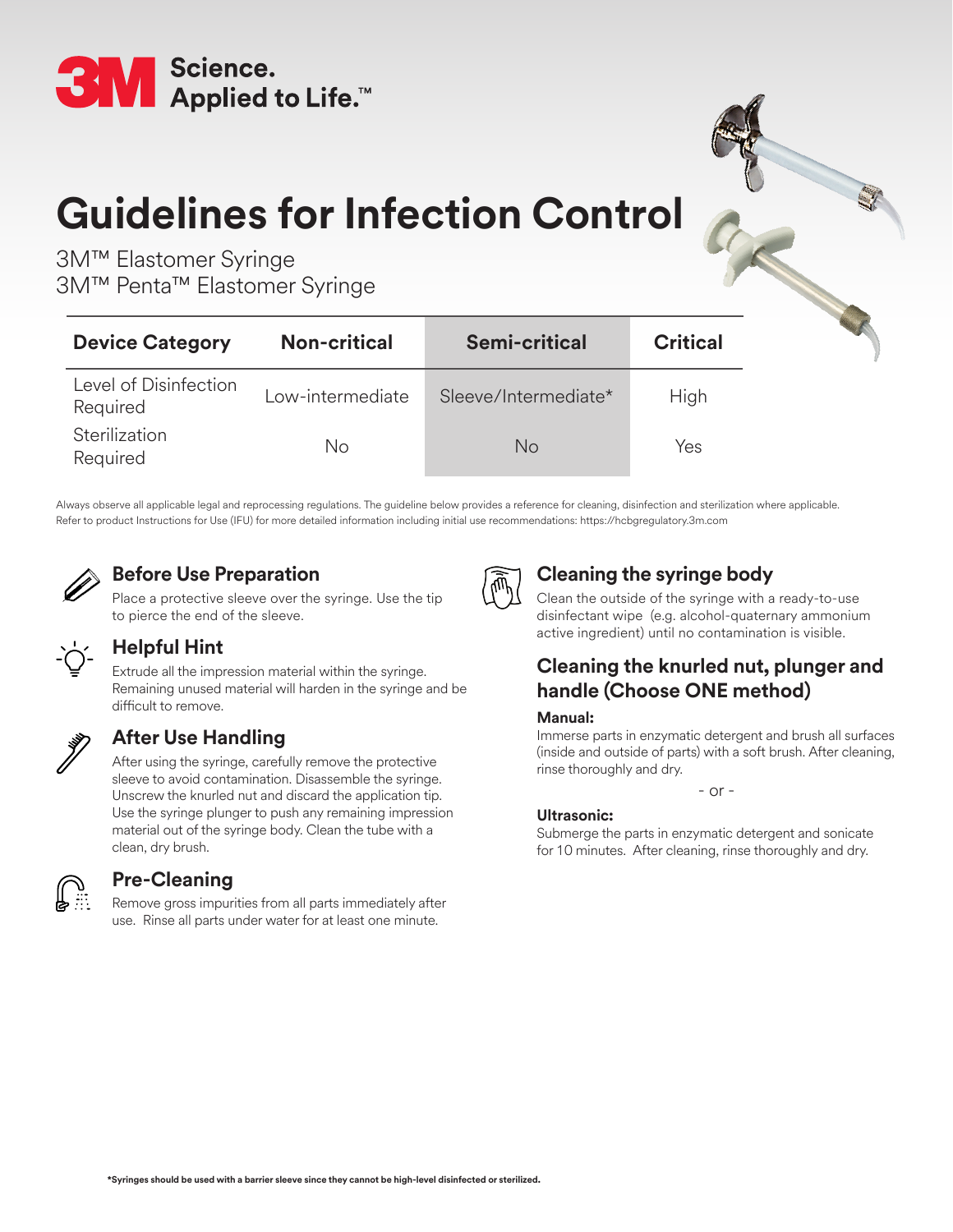3M Science. Applied to Life.™

# Guidelines for Infection Control

3M™ Elastomer Syringe
3M™ Penta™ Elastomer Syringe

| Device Category | Non-critical | Semi-critical | Critical |
|---|---|---|---|
| Level of Disinfection Required | Low-intermediate | Sleeve/Intermediate* | High |
| Sterilization Required | No | No | Yes |

Always observe all applicable legal and reprocessing regulations. The guideline below provides a reference for cleaning, disinfection and sterilization where applicable. Refer to product Instructions for Use (IFU) for more detailed information including initial use recommendations: https://hcbgregulatory.3m.com

## Before Use Preparation

Place a protective sleeve over the syringe. Use the tip to pierce the end of the sleeve.

## Helpful Hint

Extrude all the impression material within the syringe. Remaining unused material will harden in the syringe and be difficult to remove.

## After Use Handling

After using the syringe, carefully remove the protective sleeve to avoid contamination. Disassemble the syringe. Unscrew the knurled nut and discard the application tip. Use the syringe plunger to push any remaining impression material out of the syringe body. Clean the tube with a clean, dry brush.

## Pre-Cleaning

Remove gross impurities from all parts immediately after use. Rinse all parts under water for at least one minute.

## Cleaning the syringe body

Clean the outside of the syringe with a ready-to-use disinfectant wipe (e.g. alcohol-quaternary ammonium active ingredient) until no contamination is visible.

## Cleaning the knurled nut, plunger and handle (Choose ONE method)

**Manual:**
Immerse parts in enzymatic detergent and brush all surfaces (inside and outside of parts) with a soft brush. After cleaning, rinse thoroughly and dry.

- or -

**Ultrasonic:**
Submerge the parts in enzymatic detergent and sonicate for 10 minutes. After cleaning, rinse thoroughly and dry.

***Syringes should be used with a barrier sleeve since they cannot be high-level disinfected or sterilized.**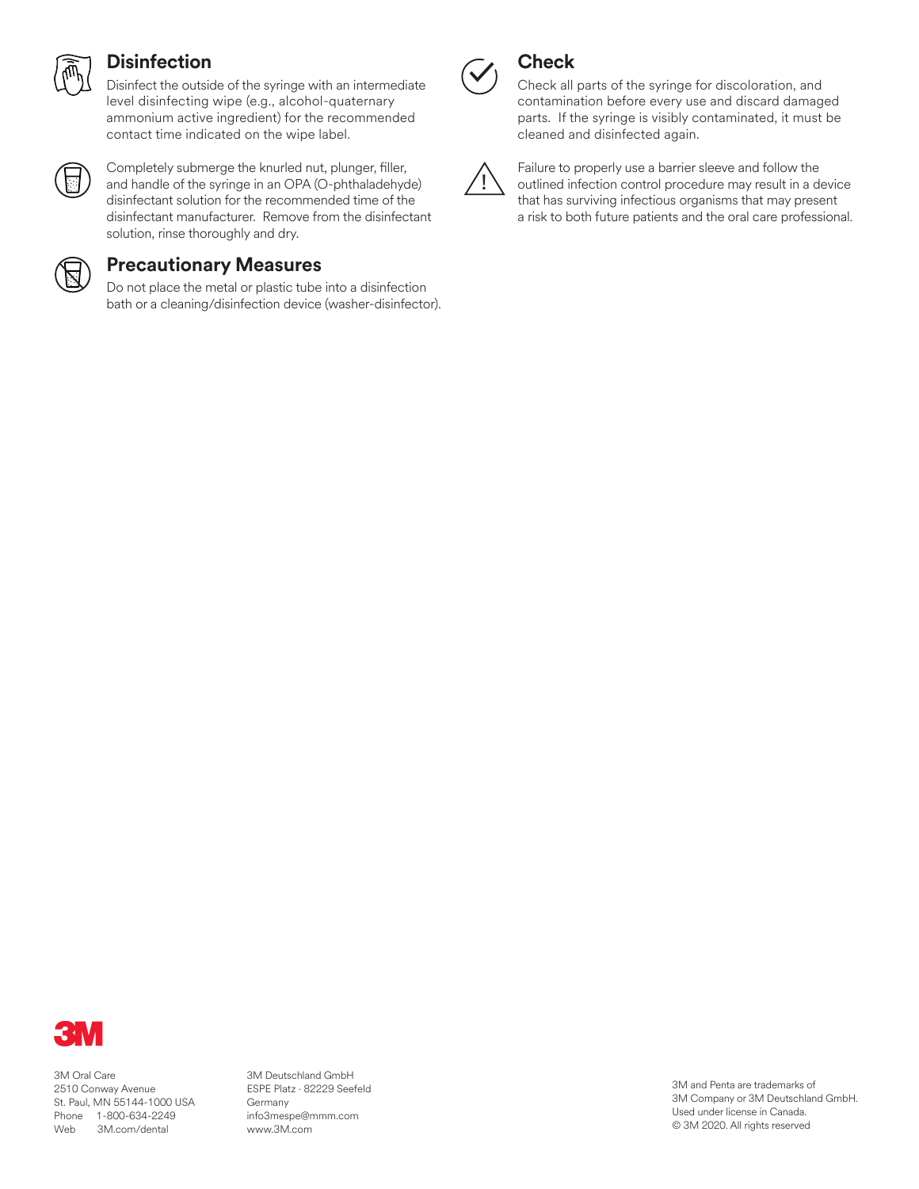## Disinfection

Disinfect the outside of the syringe with an intermediate level disinfecting wipe (e.g., alcohol-quaternary ammonium active ingredient) for the recommended contact time indicated on the wipe label.

Completely submerge the knurled nut, plunger, filler, and handle of the syringe in an OPA (O-phthaladehyde) disinfectant solution for the recommended time of the disinfectant manufacturer. Remove from the disinfectant solution, rinse thoroughly and dry.

## Precautionary Measures

Do not place the metal or plastic tube into a disinfection bath or a cleaning/disinfection device (washer-disinfector).

## Check

Check all parts of the syringe for discoloration, and contamination before every use and discard damaged parts. If the syringe is visibly contaminated, it must be cleaned and disinfected again.

Failure to properly use a barrier sleeve and follow the outlined infection control procedure may result in a device that has surviving infectious organisms that may present a risk to both future patients and the oral care professional.

3M Oral Care
2510 Conway Avenue
St. Paul, MN 55144-1000 USA
Phone 1-800-634-2249
Web 3M.com/dental

3M Deutschland GmbH
ESPE Platz · 82229 Seefeld
Germany
info3mespe@mmm.com
www.3M.com

3M and Penta are trademarks of 3M Company or 3M Deutschland GmbH.
Used under license in Canada.
© 3M 2020. All rights reserved